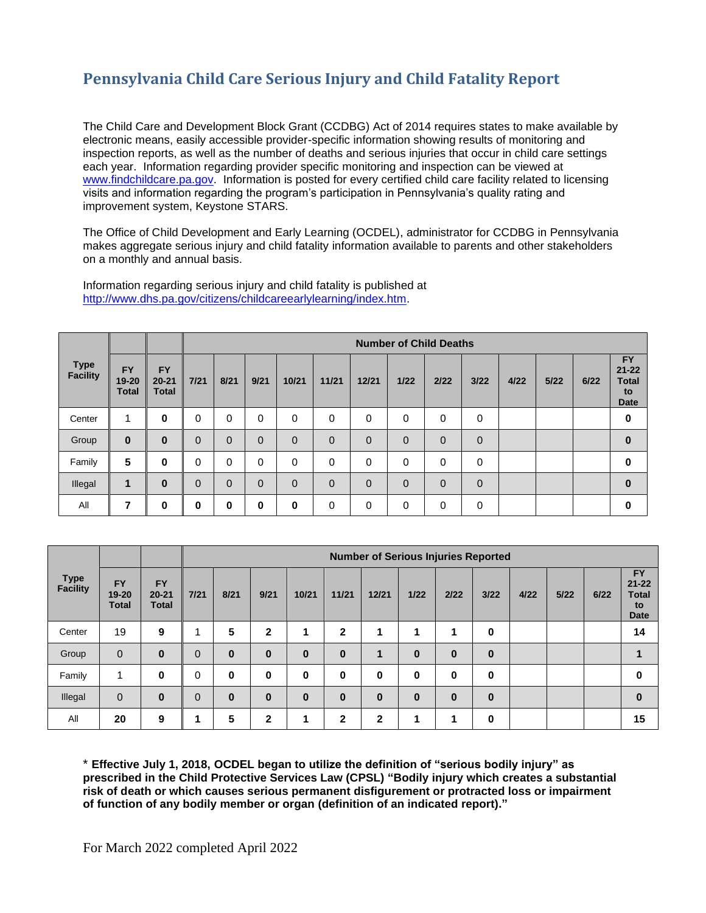# Pennsylvania Child Care Serious Injury and Child Fatality Report

The Child Care and Development Block Grant (CCDBG) Act of 2014 requires states to make available by electronic means, easily accessible provider-specific information showing results of monitoring and inspection reports, as well as the number of deaths and serious injuries that occur in child care settings each year. Information regarding provider specific monitoring and inspection can be viewed at www.findchildcare.pa.gov. Information is posted for every certified child care facility related to licensing visits and information regarding the program's participation in Pennsylvania's quality rating and improvement system, Keystone STARS.

The Office of Child Development and Early Learning (OCDEL), administrator for CCDBG in Pennsylvania makes aggregate serious injury and child fatality information available to parents and other stakeholders on a monthly and annual basis.

Information regarding serious injury and child fatality is published at http://www.dhs.pa.gov/citizens/childcareearlylearning/index.htm.

| Type Facility | | | Number of Child Deaths | | | | | | | | | | | | |
|---|---|---|---|---|---|---|---|---|---|---|---|---|---|---|---|
| | FY 19-20 Total | FY 20-21 Total | 7/21 | 8/21 | 9/21 | 10/21 | 11/21 | 12/21 | 1/22 | 2/22 | 3/22 | 4/22 | 5/22 | 6/22 | FY 21-22 Total to Date |
| Center | 1 | **0** | 0 | 0 | 0 | 0 | 0 | 0 | 0 | 0 | 0 | | | | **0** |
| Group | **0** | **0** | 0 | 0 | 0 | 0 | 0 | 0 | 0 | 0 | 0 | | | | **0** |
| Family | **5** | **0** | 0 | 0 | 0 | 0 | 0 | 0 | 0 | 0 | 0 | | | | **0** |
| Illegal | **1** | **0** | 0 | 0 | 0 | 0 | 0 | 0 | 0 | 0 | 0 | | | | **0** |
| All | **7** | **0** | **0** | **0** | **0** | **0** | 0 | 0 | 0 | 0 | 0 | | | | **0** |

| Type Facility | | | Number of Serious Injuries Reported | | | | | | | | | | | | |
|---|---|---|---|---|---|---|---|---|---|---|---|---|---|---|---|
| | FY 19-20 Total | FY 20-21 Total | 7/21 | 8/21 | 9/21 | 10/21 | 11/21 | 12/21 | 1/22 | 2/22 | 3/22 | 4/22 | 5/22 | 6/22 | FY 21-22 Total to Date |
| Center | 19 | **9** | 1 | **5** | **2** | **1** | **2** | **1** | **1** | **1** | **0** | | | | **14** |
| Group | 0 | **0** | 0 | **0** | **0** | **0** | **0** | **1** | **0** | **0** | **0** | | | | **1** |
| Family | 1 | **0** | 0 | **0** | **0** | **0** | **0** | **0** | **0** | **0** | **0** | | | | **0** |
| Illegal | 0 | **0** | 0 | **0** | **0** | **0** | **0** | **0** | **0** | **0** | **0** | | | | **0** |
| All | **20** | **9** | **1** | **5** | **2** | **1** | **2** | **2** | **1** | **1** | **0** | | | | **15** |

\* **Effective July 1, 2018, OCDEL began to utilize the definition of "serious bodily injury" as prescribed in the Child Protective Services Law (CPSL) "Bodily injury which creates a substantial risk of death or which causes serious permanent disfigurement or protracted loss or impairment of function of any bodily member or organ (definition of an indicated report)."**

For March 2022 completed April 2022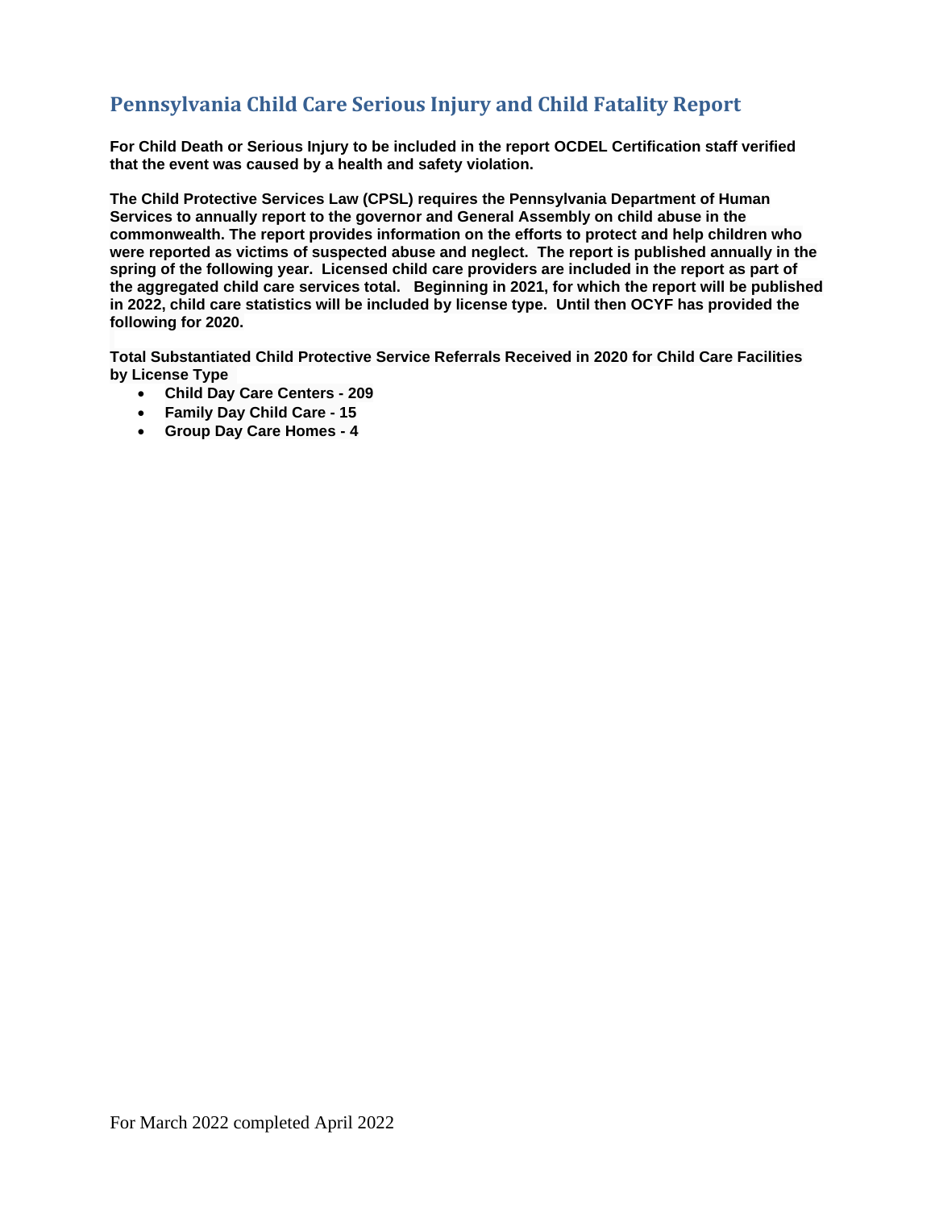## Pennsylvania Child Care Serious Injury and Child Fatality Report

**For Child Death or Serious Injury to be included in the report OCDEL Certification staff verified that the event was caused by a health and safety violation.**

**The Child Protective Services Law (CPSL) requires the Pennsylvania Department of Human Services to annually report to the governor and General Assembly on child abuse in the commonwealth. The report provides information on the efforts to protect and help children who were reported as victims of suspected abuse and neglect. The report is published annually in the spring of the following year. Licensed child care providers are included in the report as part of the aggregated child care services total. Beginning in 2021, for which the report will be published in 2022, child care statistics will be included by license type. Until then OCYF has provided the following for 2020.**

**Total Substantiated Child Protective Service Referrals Received in 2020 for Child Care Facilities by License Type**

- **Child Day Care Centers - 209**
- **Family Day Child Care - 15**
- **Group Day Care Homes - 4**

For March 2022 completed April 2022